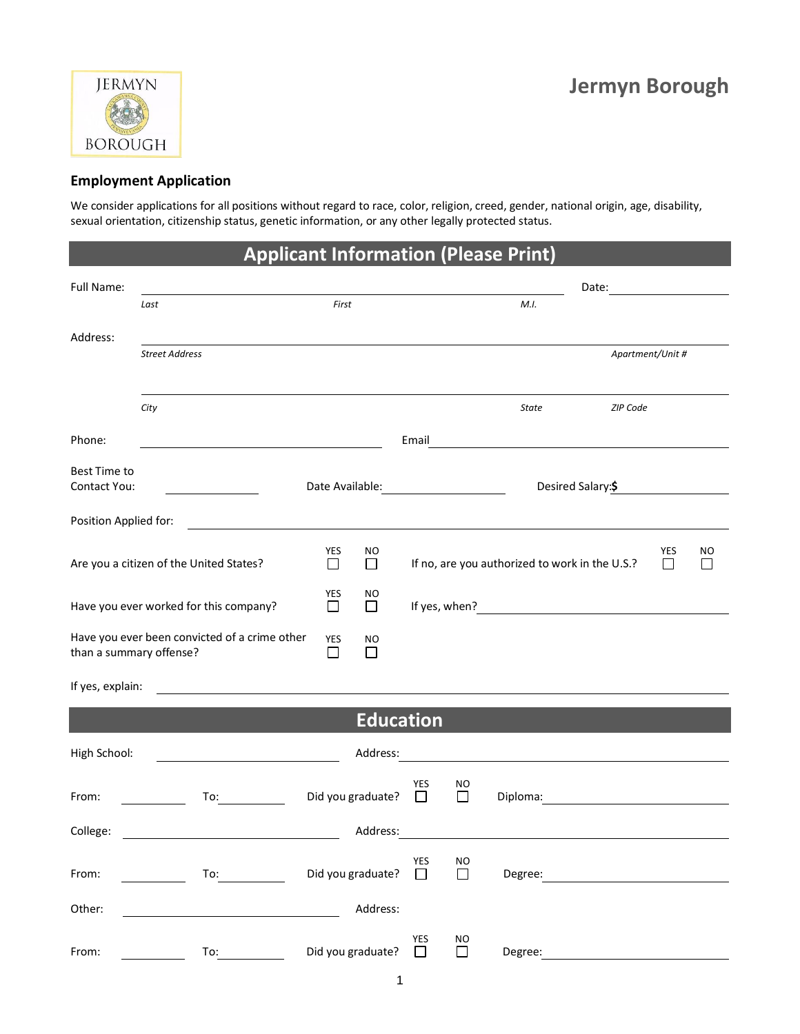# Jermyn Borough

JERMYN BOROUGH

## Employment Application

We consider applications for all positions without regard to race, color, religion, creed, gender, national origin, age, disability, sexual orientation, citizenship status, genetic information, or any other legally protected status.

## Applicant Information (Please Print)

Full Name: ______________________________________________ Date: ______________
*Last* *First* *M.I.*

Address: ______________________________________________
*Street Address* *Apartment/Unit #*

______________________________________________
*City* *State* *ZIP Code*

Phone: ______________________ Email ______________________

Best Time to Contact You: __________ Date Available: __________ Desired Salary: $ __________

Position Applied for: ______________________________________________

Are you a citizen of the United States? YES ☐ NO ☐ If no, are you authorized to work in the U.S.? YES ☐ NO ☐

Have you ever worked for this company? YES ☐ NO ☐ If yes, when? ______________________

Have you ever been convicted of a crime other than a summary offense? YES ☐ NO ☐

If yes, explain: ______________________________________________

## Education

High School: ______________________ Address: ______________________

From: __________ To: __________ Did you graduate? YES ☐ NO ☐ Diploma: ______________________

College: ______________________ Address: ______________________

From: __________ To: __________ Did you graduate? YES ☐ NO ☐ Degree: ______________________

Other: ______________________ Address:

From: __________ To: __________ Did you graduate? YES ☐ NO ☐ Degree: ______________________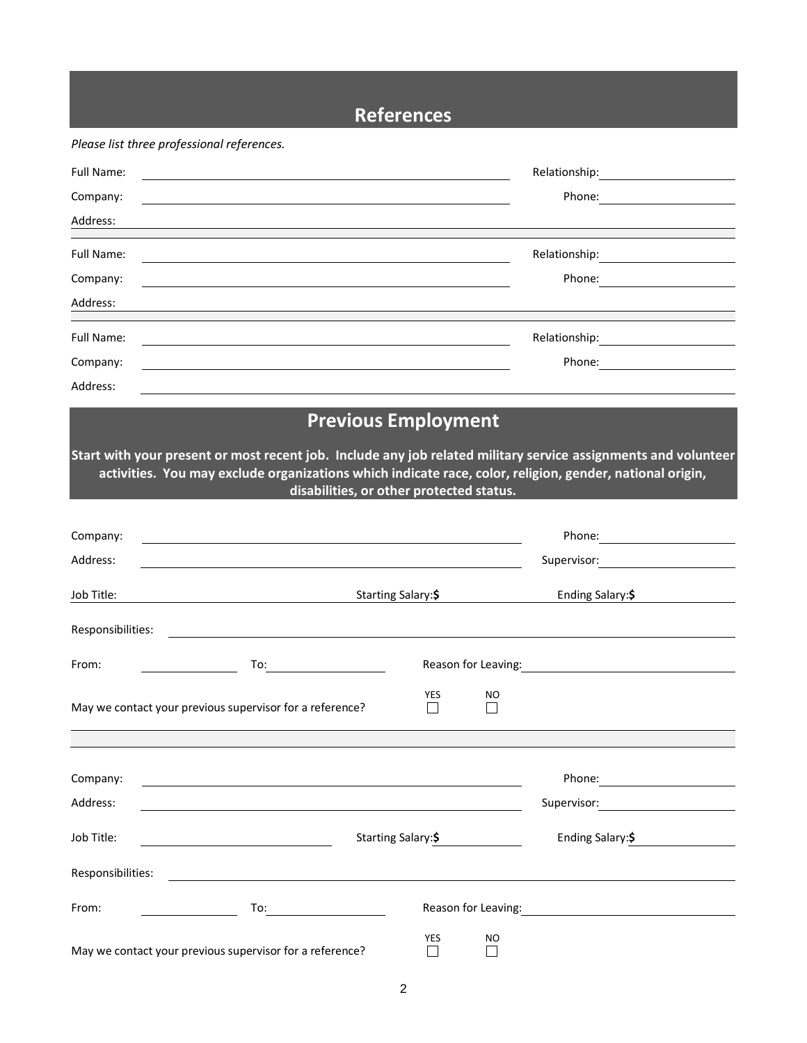## References

*Please list three professional references.*

Full Name: ______________________ Relationship: ______________

Company: ______________________ Phone: ______________

Address: ______________________

---

Full Name: ______________________ Relationship: ______________

Company: ______________________ Phone: ______________

Address: ______________________

---

Full Name: ______________________ Relationship: ______________

Company: ______________________ Phone: ______________

Address: ______________________

## Previous Employment

**Start with your present or most recent job. Include any job related military service assignments and volunteer activities. You may exclude organizations which indicate race, color, religion, gender, national origin, disabilities, or other protected status.**

Company: ______________________ Phone: ______________

Address: ______________________ Supervisor: ______________

Job Title: ______________ Starting Salary:**$** ______________ Ending Salary:**$** ______________

Responsibilities: ______________________

From: ______________ To: ______________ Reason for Leaving: ______________

May we contact your previous supervisor for a reference? YES ☐ NO ☐

---

Company: ______________________ Phone: ______________

Address: ______________________ Supervisor: ______________

Job Title: ______________ Starting Salary:**$** ______________ Ending Salary:**$** ______________

Responsibilities: ______________________

From: ______________ To: ______________ Reason for Leaving: ______________

May we contact your previous supervisor for a reference? YES ☐ NO ☐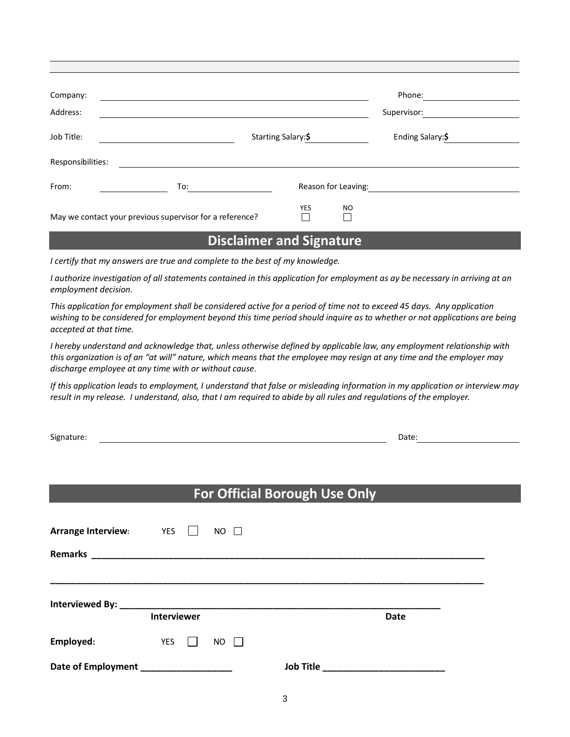Company: ______________________________ Phone: ______________

Address: ______________________________ Supervisor: ______________

Job Title: ______________ Starting Salary: $ ______________ Ending Salary: $ ______________

Responsibilities: ______________________________

From: ______________ To: ______________ Reason for Leaving: ______________

May we contact your previous supervisor for a reference? YES ☐ NO ☐

## Disclaimer and Signature

*I certify that my answers are true and complete to the best of my knowledge.*

*I authorize investigation of all statements contained in this application for employment as ay be necessary in arriving at an employment decision.*

*This application for employment shall be considered active for a period of time not to exceed 45 days. Any application wishing to be considered for employment beyond this time period should inquire as to whether or not applications are being accepted at that time.*

*I hereby understand and acknowledge that, unless otherwise defined by applicable law, any employment relationship with this organization is of an "at will" nature, which means that the employee may resign at any time and the employer may discharge employee at any time with or without cause.*

*If this application leads to employment, I understand that false or misleading information in my application or interview may result in my release. I understand, also, that I am required to abide by all rules and regulations of the employer.*

Signature: ______________________________ Date: ______________

## For Official Borough Use Only

**Arrange Interview:** YES ☐ NO ☐

**Remarks** ____________________________________________________________________________

____________________________________________________________________________

**Interviewed By:** ____________________________________________________________

**Interviewer** **Date**

**Employed:** YES ☐ NO ☐

**Date of Employment** __________________ **Job Title** ________________________